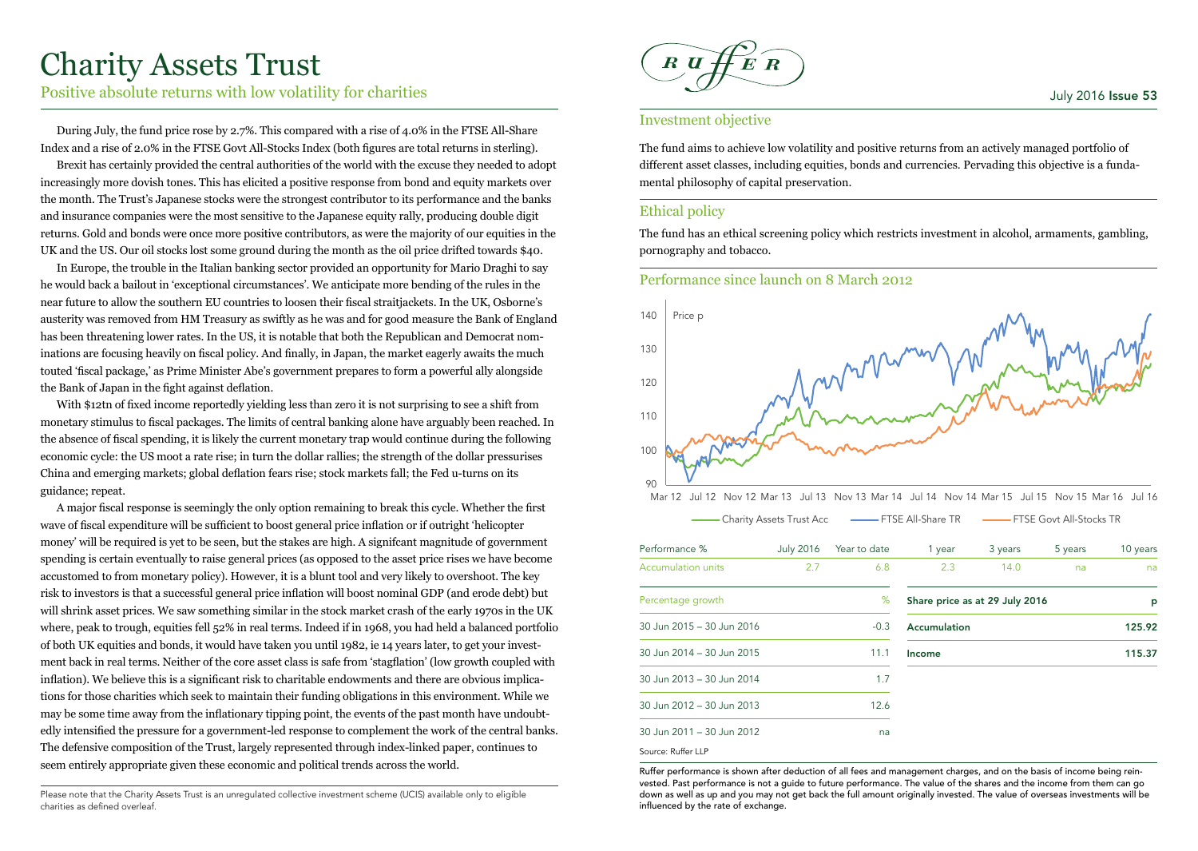# Charity Assets Trust

## Positive absolute returns with low volatility for charities

During July, the fund price rose by 2.7%. This compared with a rise of 4.0% in the FTSE All-Share Index and a rise of 2.0% in the FTSE Govt All-Stocks Index (both figures are total returns in sterling).

Brexit has certainly provided the central authorities of the world with the excuse they needed to adopt increasingly more dovish tones. This has elicited a positive response from bond and equity markets over the month. The Trust's Japanese stocks were the strongest contributor to its performance and the banks and insurance companies were the most sensitive to the Japanese equity rally, producing double digit returns. Gold and bonds were once more positive contributors, as were the majority of our equities in the UK and the US. Our oil stocks lost some ground during the month as the oil price drifted towards $40.

In Europe, the trouble in the Italian banking sector provided an opportunity for Mario Draghi to say he would back a bailout in 'exceptional circumstances'. We anticipate more bending of the rules in the near future to allow the southern EU countries to loosen their fiscal straitjackets. In the UK, Osborne's austerity was removed from HM Treasury as swiftly as he was and for good measure the Bank of England has been threatening lower rates. In the US, it is notable that both the Republican and Democrat nominations are focusing heavily on fiscal policy. And finally, in Japan, the market eagerly awaits the much touted 'fiscal package,' as Prime Minister Abe's government prepares to form a powerful ally alongside the Bank of Japan in the fight against deflation.

With $12tn of fixed income reportedly yielding less than zero it is not surprising to see a shift from monetary stimulus to fiscal packages. The limits of central banking alone have arguably been reached. In the absence of fiscal spending, it is likely the current monetary trap would continue during the following economic cycle: the US moot a rate rise; in turn the dollar rallies; the strength of the dollar pressurises China and emerging markets; global deflation fears rise; stock markets fall; the Fed u-turns on its guidance; repeat.

A major fiscal response is seemingly the only option remaining to break this cycle. Whether the first wave of fiscal expenditure will be sufficient to boost general price inflation or if outright 'helicopter money' will be required is yet to be seen, but the stakes are high. A signifcant magnitude of government spending is certain eventually to raise general prices (as opposed to the asset price rises we have become accustomed to from monetary policy). However, it is a blunt tool and very likely to overshoot. The key risk to investors is that a successful general price inflation will boost nominal GDP (and erode debt) but will shrink asset prices. We saw something similar in the stock market crash of the early 1970s in the UK where, peak to trough, equities fell 52% in real terms. Indeed if in 1968, you had held a balanced portfolio of both UK equities and bonds, it would have taken you until 1982, ie 14 years later, to get your investment back in real terms. Neither of the core asset class is safe from 'stagflation' (low growth coupled with inflation). We believe this is a significant risk to charitable endowments and there are obvious implications for those charities which seek to maintain their funding obligations in this environment. While we may be some time away from the inflationary tipping point, the events of the past month have undoubtedly intensified the pressure for a government-led response to complement the work of the central banks. The defensive composition of the Trust, largely represented through index-linked paper, continues to seem entirely appropriate given these economic and political trends across the world.

Please note that the Charity Assets Trust is an unregulated collective investment scheme (UCIS) available only to eligible charities as defined overleaf.

## Investment objective

The fund aims to achieve low volatility and positive returns from an actively managed portfolio of different asset classes, including equities, bonds and currencies. Pervading this objective is a fundamental philosophy of capital preservation.

## Ethical policy

The fund has an ethical screening policy which restricts investment in alcohol, armaments, gambling, pornography and tobacco.

## Performance since launch on 8 March 2012

Price p — Charity Assets Trust Acc, FTSE All-Share TR, FTSE Govt All-Stocks TR (Mar 12 – Jul 16)

| Performance % | July 2016 | Year to date | 1 year | 3 years | 5 years | 10 years |
|---|---|---|---|---|---|---|
| Accumulation units | 2.7 | 6.8 | 2.3 | 14.0 | na | na |

| Percentage growth | % |
|---|---|
| 30 Jun 2015 – 30 Jun 2016 | -0.3 |
| 30 Jun 2014 – 30 Jun 2015 | 11.1 |
| 30 Jun 2013 – 30 Jun 2014 | 1.7 |
| 30 Jun 2012 – 30 Jun 2013 | 12.6 |
| 30 Jun 2011 – 30 Jun 2012 | na |

| Share price as at 29 July 2016 | p |
|---|---|
| Accumulation | 125.92 |
| Income | 115.37 |

Source: Ruffer LLP

Ruffer performance is shown after deduction of all fees and management charges, and on the basis of income being reinvested. Past performance is not a guide to future performance. The value of the shares and the income from them can go down as well as up and you may not get back the full amount originally invested. The value of overseas investments will be influenced by the rate of exchange.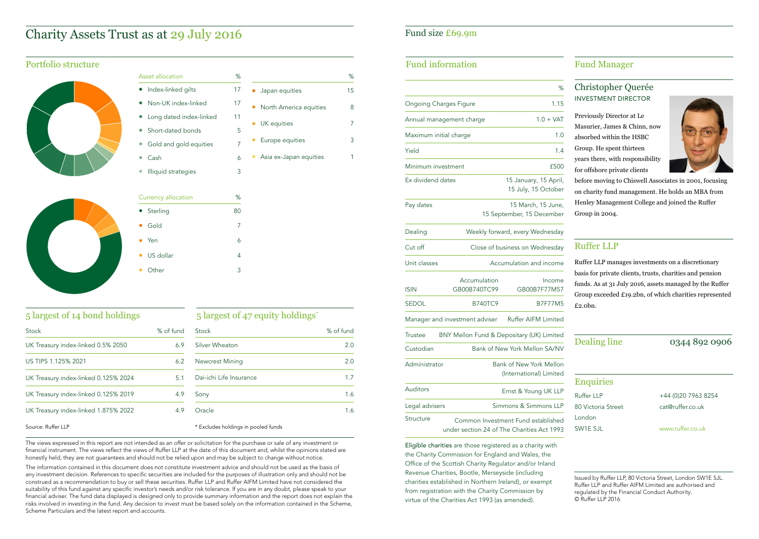# Charity Assets Trust as at 29 July 2016

## Portfolio structure

| Asset allocation | % |
|---|---|
| Index-linked gilts | 17 |
| Non-UK index-linked | 17 |
| Long dated index-linked | 11 |
| Short-dated bonds | 5 |
| Gold and gold equities | 7 |
| Cash | 6 |
| Illiquid strategies | 3 |
| Japan equities | 15 |
| North America equities | 8 |
| UK equities | 7 |
| Europe equities | 3 |
| Asia ex-Japan equities | 1 |

| Currency allocation | % |
|---|---|
| Sterling | 80 |
| Gold | 7 |
| Yen | 6 |
| US dollar | 4 |
| Other | 3 |

## 5 largest of 14 bond holdings

| Stock | % of fund |
|---|---|
| UK Treasury index-linked 0.5% 2050 | 6.9 |
| US TIPS 1.125% 2021 | 6.2 |
| UK Treasury index-linked 0.125% 2024 | 5.1 |
| UK Treasury index-linked 0.125% 2019 | 4.9 |
| UK Treasury index-linked 1.875% 2022 | 4.9 |

Source: Ruffer LLP

## 5 largest of 47 equity holdings*

| Stock | % of fund |
|---|---|
| Silver Wheaton | 2.0 |
| Newcrest Mining | 2.0 |
| Dai-ichi Life Insurance | 1.7 |
| Sony | 1.6 |
| Oracle | 1.6 |

* Excludes holdings in pooled funds

The views expressed in this report are not intended as an offer or solicitation for the purchase or sale of any investment or financial instrument. The views reflect the views of Ruffer LLP at the date of this document and, whilst the opinions stated are honestly held, they are not guarantees and should not be relied upon and may be subject to change without notice.

The information contained in this document does not constitute investment advice and should not be used as the basis of any investment decision. References to specific securities are included for the purposes of illustration only and should not be construed as a recommendation to buy or sell these securities. Ruffer LLP and Ruffer AIFM Limited have not considered the suitability of this fund against any specific investor's needs and/or risk tolerance. If you are in any doubt, please speak to your financial adviser. The fund data displayed is designed only to provide summary information and the report does not explain the risks involved in investing in the fund. Any decision to invest must be based solely on the information contained in the Scheme, Scheme Particulars and the latest report and accounts.

# Fund size £69.9m

## Fund information

| | | % |
|---|---|---|
| Ongoing Charges Figure | | 1.15 |
| Annual management charge | | 1.0 + VAT |
| Maximum initial charge | | 1.0 |
| Yield | | 1.4 |
| Minimum investment | | £500 |
| Ex dividend dates | | 15 January, 15 April, 15 July, 15 October |
| Pay dates | | 15 March, 15 June, 15 September, 15 December |
| Dealing | | Weekly forward, every Wednesday |
| Cut off | | Close of business on Wednesday |
| Unit classes | | Accumulation and income |
| ISIN | Accumulation GB00B740TC99 | Income GB00B7F77M57 |
| SEDOL | B740TC9 | B7F77M5 |
| Manager and investment adviser | | Ruffer AIFM Limited |
| Trustee | | BNY Mellon Fund & Depositary (UK) Limited |
| Custodian | | Bank of New York Mellon SA/NV |
| Administrator | | Bank of New York Mellon (International) Limited |
| Auditors | | Ernst & Young UK LLP |
| Legal advisers | | Simmons & Simmons LLP |
| Structure | | Common Investment Fund established under section 24 of The Charities Act 1993 |

**Eligible charities** are those registered as a charity with the Charity Commission for England and Wales, the Office of the Scottish Charity Regulator and/or Inland Revenue Charities, Bootle, Merseyside (including charities established in Northern Ireland), or exempt from registration with the Charity Commission by virtue of the Charities Act 1993 (as amended).

## Fund Manager

### Christopher Querée
INVESTMENT DIRECTOR

Previously Director at Le Masurier, James & Chinn, now absorbed within the HSBC Group. He spent thirteen years there, with responsibility for offshore private clients before moving to Chiswell Associates in 2001, focusing on charity fund management. He holds an MBA from Henley Management College and joined the Ruffer Group in 2004.

## Ruffer LLP

Ruffer LLP manages investments on a discretionary basis for private clients, trusts, charities and pension funds. As at 31 July 2016, assets managed by the Ruffer Group exceeded £19.2bn, of which charities represented £2.0bn.

## Dealing line 0344 892 0906

## Enquiries

Ruffer LLP
80 Victoria Street
London
SW1E 5JL

+44 (0)20 7963 8254
cat@ruffer.co.uk
www.ruffer.co.uk

Issued by Ruffer LLP, 80 Victoria Street, London SW1E 5JL. Ruffer LLP and Ruffer AIFM Limited are authorised and regulated by the Financial Conduct Authority.
© Ruffer LLP 2016